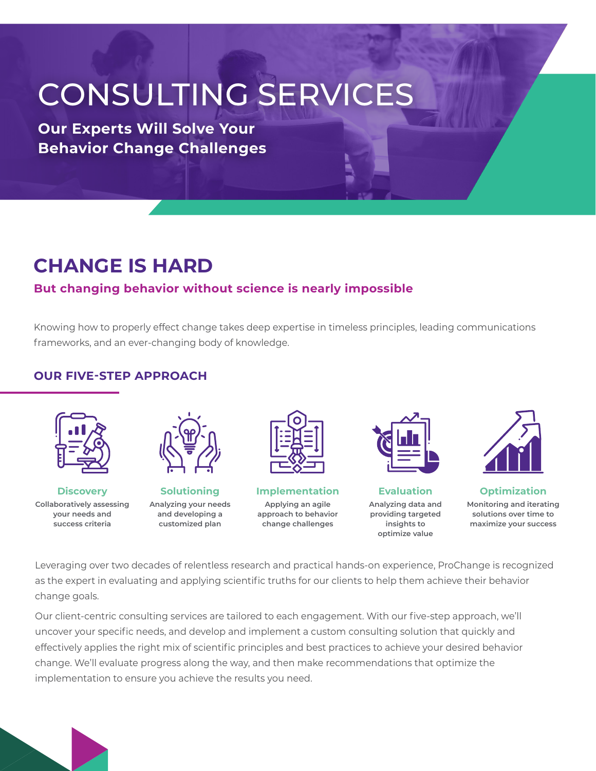# CONSULTING SERVICES

**Our Experts Will Solve Your Behavior Change Challenges**

## CHANGE IS HARD

**But changing behavior without science is nearly impossible**

Knowing how to properly effect change takes deep expertise in timeless principles, leading communications frameworks, and an ever-changing body of knowledge.

### OUR FIVE-STEP APPROACH

**Discovery**
Collaboratively assessing your needs and success criteria

**Solutioning**
Analyzing your needs and developing a customized plan

**Implementation**
Applying an agile approach to behavior change challenges

**Evaluation**
Analyzing data and providing targeted insights to optimize value

**Optimization**
Monitoring and iterating solutions over time to maximize your success

Leveraging over two decades of relentless research and practical hands-on experience, ProChange is recognized as the expert in evaluating and applying scientific truths for our clients to help them achieve their behavior change goals.

Our client-centric consulting services are tailored to each engagement. With our five-step approach, we'll uncover your specific needs, and develop and implement a custom consulting solution that quickly and effectively applies the right mix of scientific principles and best practices to achieve your desired behavior change. We'll evaluate progress along the way, and then make recommendations that optimize the implementation to ensure you achieve the results you need.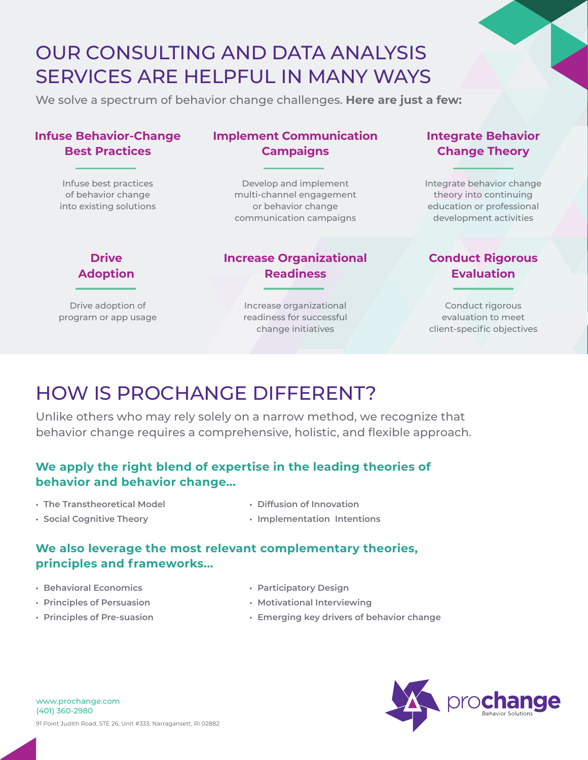# OUR CONSULTING AND DATA ANALYSIS SERVICES ARE HELPFUL IN MANY WAYS

We solve a spectrum of behavior change challenges. **Here are just a few:**

### Infuse Behavior-Change Best Practices

Infuse best practices of behavior change into existing solutions

### Implement Communication Campaigns

Develop and implement multi-channel engagement or behavior change communication campaigns

### Integrate Behavior Change Theory

Integrate behavior change theory into continuing education or professional development activities

### Drive Adoption

Drive adoption of program or app usage

### Increase Organizational Readiness

Increase organizational readiness for successful change initiatives

### Conduct Rigorous Evaluation

Conduct rigorous evaluation to meet client-specific objectives

# HOW IS PROCHANGE DIFFERENT?

Unlike others who may rely solely on a narrow method, we recognize that behavior change requires a comprehensive, holistic, and flexible approach.

### We apply the right blend of expertise in the leading theories of behavior and behavior change...

- The Transtheoretical Model
- Social Cognitive Theory
- Diffusion of Innovation
- Implementation Intentions

### We also leverage the most relevant complementary theories, principles and frameworks...

- Behavioral Economics
- Principles of Persuasion
- Principles of Pre-suasion
- Participatory Design
- Motivational Interviewing
- Emerging key drivers of behavior change

www.prochange.com
(401) 360-2980
91 Point Judith Road, STE 26, Unit #333, Narragansett, RI 02882

prochange Behavior Solutions